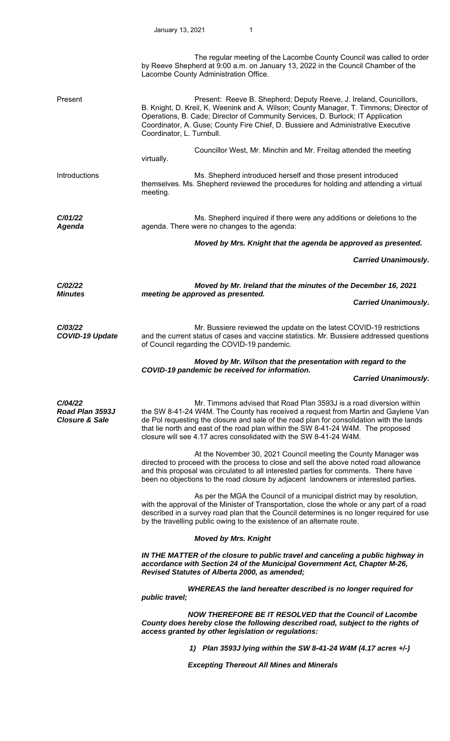The regular meeting of the Lacombe County Council was called to order by Reeve Shepherd at 9:00 a.m. on January 13, 2022 in the Council Chamber of the Lacombe County Administration Office.

**Present**

Present: Reeve B. Shepherd; Deputy Reeve, J. Ireland, Councillors, B. Knight, D. Kreil, K. Weenink and A. Wilson; County Manager, T. Timmons; Director of Operations, B. Cade; Director of Community Services, D. Burlock; IT Application Coordinator, A. Guse; County Fire Chief, D. Bussiere and Administrative Executive Coordinator, L. Turnbull.

Councillor West, Mr. Minchin and Mr. Freitag attended the meeting virtually.

**Introductions**

Ms. Shepherd introduced herself and those present introduced themselves. Ms. Shepherd reviewed the procedures for holding and attending a virtual meeting.

***C/01/22 Agenda***

Ms. Shepherd inquired if there were any additions or deletions to the agenda. There were no changes to the agenda:

***Moved by Mrs. Knight that the agenda be approved as presented.***

***Carried Unanimously.***

***C/02/22 Minutes***

***Moved by Mr. Ireland that the minutes of the December 16, 2021 meeting be approved as presented.***

***Carried Unanimously.***

***C/03/22 COVID-19 Update***

Mr. Bussiere reviewed the update on the latest COVID-19 restrictions and the current status of cases and vaccine statistics. Mr. Bussiere addressed questions of Council regarding the COVID-19 pandemic.

***Moved by Mr. Wilson that the presentation with regard to the COVID-19 pandemic be received for information.***

***Carried Unanimously.***

***C/04/22 Road Plan 3593J Closure & Sale***

Mr. Timmons advised that Road Plan 3593J is a road diversion within the SW 8-41-24 W4M. The County has received a request from Martin and Gaylene Van de Pol requesting the closure and sale of the road plan for consolidation with the lands that lie north and east of the road plan within the SW 8-41-24 W4M. The proposed closure will see 4.17 acres consolidated with the SW 8-41-24 W4M.

At the November 30, 2021 Council meeting the County Manager was directed to proceed with the process to close and sell the above noted road allowance and this proposal was circulated to all interested parties for comments. There have been no objections to the road closure by adjacent landowners or interested parties.

As per the MGA the Council of a municipal district may by resolution, with the approval of the Minister of Transportation, close the whole or any part of a road described in a survey road plan that the Council determines is no longer required for use by the travelling public owing to the existence of an alternate route.

***Moved by Mrs. Knight***

***IN THE MATTER of the closure to public travel and canceling a public highway in accordance with Section 24 of the Municipal Government Act, Chapter M-26, Revised Statutes of Alberta 2000, as amended;***

***WHEREAS the land hereafter described is no longer required for public travel;***

***NOW THEREFORE BE IT RESOLVED that the Council of Lacombe County does hereby close the following described road, subject to the rights of access granted by other legislation or regulations:***

***1) Plan 3593J lying within the SW 8-41-24 W4M (4.17 acres +/-)***

***Excepting Thereout All Mines and Minerals***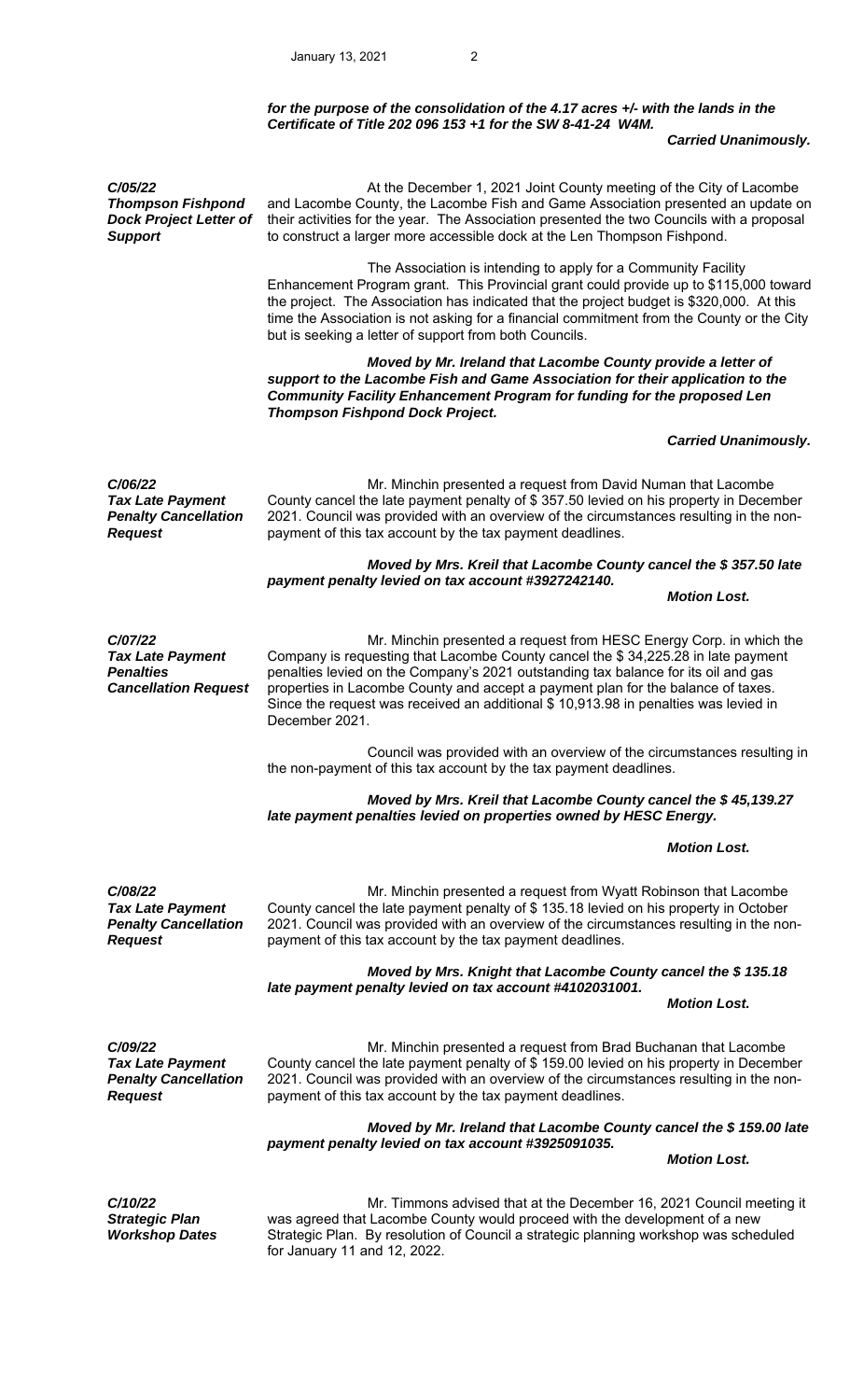***for the purpose of the consolidation of the 4.17 acres +/- with the lands in the Certificate of Title 202 096 153 +1 for the SW 8-41-24 W4M.***

***Carried Unanimously.***

***C/05/22***
***Thompson Fishpond Dock Project Letter of Support***

At the December 1, 2021 Joint County meeting of the City of Lacombe and Lacombe County, the Lacombe Fish and Game Association presented an update on their activities for the year. The Association presented the two Councils with a proposal to construct a larger more accessible dock at the Len Thompson Fishpond.

The Association is intending to apply for a Community Facility Enhancement Program grant. This Provincial grant could provide up to $115,000 toward the project. The Association has indicated that the project budget is $320,000. At this time the Association is not asking for a financial commitment from the County or the City but is seeking a letter of support from both Councils.

***Moved by Mr. Ireland that Lacombe County provide a letter of support to the Lacombe Fish and Game Association for their application to the Community Facility Enhancement Program for funding for the proposed Len Thompson Fishpond Dock Project.***

***Carried Unanimously.***

***C/06/22***
***Tax Late Payment Penalty Cancellation Request***

Mr. Minchin presented a request from David Numan that Lacombe County cancel the late payment penalty of $ 357.50 levied on his property in December 2021. Council was provided with an overview of the circumstances resulting in the non-payment of this tax account by the tax payment deadlines.

***Moved by Mrs. Kreil that Lacombe County cancel the $ 357.50 late payment penalty levied on tax account #3927242140.***

***Motion Lost.***

***C/07/22***
***Tax Late Payment Penalties Cancellation Request***

Mr. Minchin presented a request from HESC Energy Corp. in which the Company is requesting that Lacombe County cancel the $ 34,225.28 in late payment penalties levied on the Company's 2021 outstanding tax balance for its oil and gas properties in Lacombe County and accept a payment plan for the balance of taxes. Since the request was received an additional $ 10,913.98 in penalties was levied in December 2021.

Council was provided with an overview of the circumstances resulting in the non-payment of this tax account by the tax payment deadlines.

***Moved by Mrs. Kreil that Lacombe County cancel the $ 45,139.27 late payment penalties levied on properties owned by HESC Energy.***

***Motion Lost.***

***C/08/22***
***Tax Late Payment Penalty Cancellation Request***

Mr. Minchin presented a request from Wyatt Robinson that Lacombe County cancel the late payment penalty of $ 135.18 levied on his property in October 2021. Council was provided with an overview of the circumstances resulting in the non-payment of this tax account by the tax payment deadlines.

***Moved by Mrs. Knight that Lacombe County cancel the $ 135.18 late payment penalty levied on tax account #4102031001.***

***Motion Lost.***

***C/09/22***
***Tax Late Payment Penalty Cancellation Request***

Mr. Minchin presented a request from Brad Buchanan that Lacombe County cancel the late payment penalty of $ 159.00 levied on his property in December 2021. Council was provided with an overview of the circumstances resulting in the non-payment of this tax account by the tax payment deadlines.

***Moved by Mr. Ireland that Lacombe County cancel the $ 159.00 late payment penalty levied on tax account #3925091035.***

***Motion Lost.***

***C/10/22***
***Strategic Plan Workshop Dates***

Mr. Timmons advised that at the December 16, 2021 Council meeting it was agreed that Lacombe County would proceed with the development of a new Strategic Plan. By resolution of Council a strategic planning workshop was scheduled for January 11 and 12, 2022.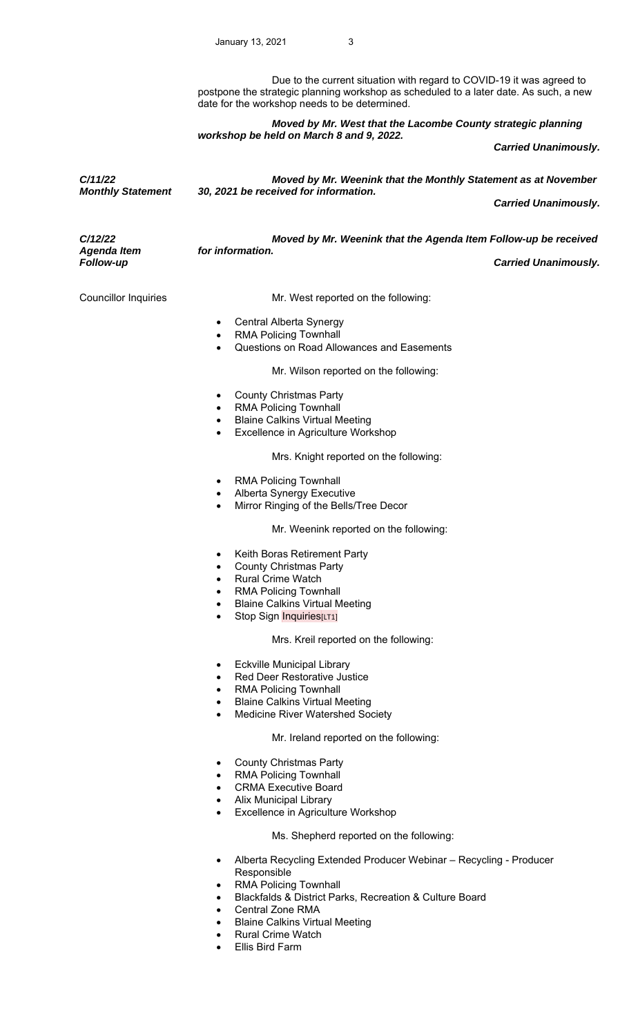Due to the current situation with regard to COVID-19 it was agreed to postpone the strategic planning workshop as scheduled to a later date. As such, a new date for the workshop needs to be determined.

***Moved by Mr. West that the Lacombe County strategic planning workshop be held on March 8 and 9, 2022.***

***Carried Unanimously.***

***C/11/22***
***Monthly Statement***

***Moved by Mr. Weenink that the Monthly Statement as at November 30, 2021 be received for information.***

***Carried Unanimously.***

***C/12/22***
***Agenda Item Follow-up***

***Moved by Mr. Weenink that the Agenda Item Follow-up be received for information.***

***Carried Unanimously.***

Councillor Inquiries

Mr. West reported on the following:

- Central Alberta Synergy
- RMA Policing Townhall
- Questions on Road Allowances and Easements

Mr. Wilson reported on the following:

- County Christmas Party
- RMA Policing Townhall
- Blaine Calkins Virtual Meeting
- Excellence in Agriculture Workshop

Mrs. Knight reported on the following:

- RMA Policing Townhall
- Alberta Synergy Executive
- Mirror Ringing of the Bells/Tree Decor

Mr. Weenink reported on the following:

- Keith Boras Retirement Party
- County Christmas Party
- Rural Crime Watch
- RMA Policing Townhall
- Blaine Calkins Virtual Meeting
- Stop Sign Inquiries[LT1]

Mrs. Kreil reported on the following:

- Eckville Municipal Library
- Red Deer Restorative Justice
- RMA Policing Townhall
- Blaine Calkins Virtual Meeting
- Medicine River Watershed Society

Mr. Ireland reported on the following:

- County Christmas Party
- RMA Policing Townhall
- CRMA Executive Board
- Alix Municipal Library
- Excellence in Agriculture Workshop

Ms. Shepherd reported on the following:

- Alberta Recycling Extended Producer Webinar – Recycling - Producer Responsible
- RMA Policing Townhall
- Blackfalds & District Parks, Recreation & Culture Board
- Central Zone RMA
- Blaine Calkins Virtual Meeting
- Rural Crime Watch
- Ellis Bird Farm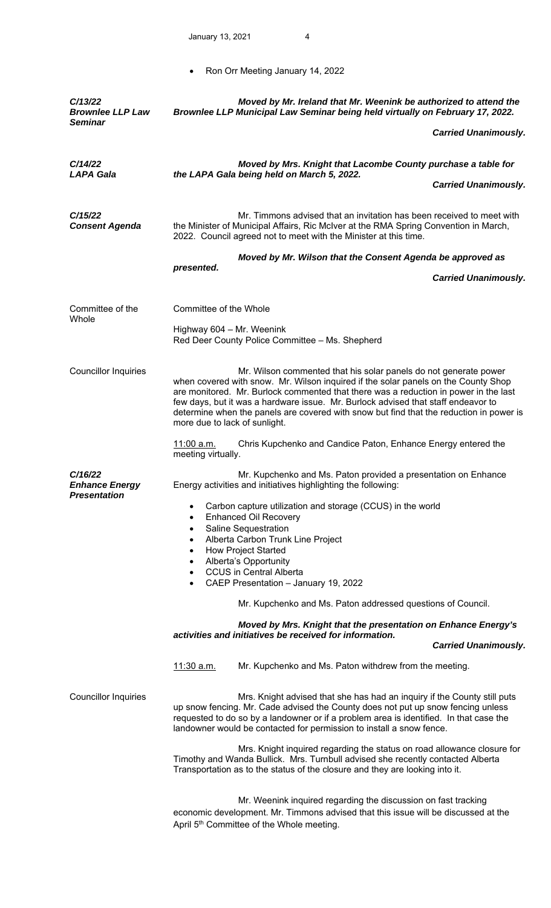- Ron Orr Meeting January 14, 2022

***C/13/22 Brownlee LLP Law Seminar***

***Moved by Mr. Ireland that Mr. Weenink be authorized to attend the Brownlee LLP Municipal Law Seminar being held virtually on February 17, 2022.***

***Carried Unanimously.***

***C/14/22 LAPA Gala***

***Moved by Mrs. Knight that Lacombe County purchase a table for the LAPA Gala being held on March 5, 2022.***

***Carried Unanimously.***

***C/15/22 Consent Agenda***

Mr. Timmons advised that an invitation has been received to meet with the Minister of Municipal Affairs, Ric McIver at the RMA Spring Convention in March, 2022. Council agreed not to meet with the Minister at this time.

***Moved by Mr. Wilson that the Consent Agenda be approved as presented.***

***Carried Unanimously.***

Committee of the Whole

Committee of the Whole

Highway 604 – Mr. Weenink
Red Deer County Police Committee – Ms. Shepherd

Councillor Inquiries

Mr. Wilson commented that his solar panels do not generate power when covered with snow. Mr. Wilson inquired if the solar panels on the County Shop are monitored. Mr. Burlock commented that there was a reduction in power in the last few days, but it was a hardware issue. Mr. Burlock advised that staff endeavor to determine when the panels are covered with snow but find that the reduction in power is more due to lack of sunlight.

11:00 a.m. Chris Kupchenko and Candice Paton, Enhance Energy entered the meeting virtually.

***C/16/22 Enhance Energy Presentation***

Mr. Kupchenko and Ms. Paton provided a presentation on Enhance Energy activities and initiatives highlighting the following:

- Carbon capture utilization and storage (CCUS) in the world
- Enhanced Oil Recovery
- Saline Sequestration
- Alberta Carbon Trunk Line Project
- How Project Started
- Alberta's Opportunity
- CCUS in Central Alberta
- CAEP Presentation – January 19, 2022

Mr. Kupchenko and Ms. Paton addressed questions of Council.

***Moved by Mrs. Knight that the presentation on Enhance Energy's activities and initiatives be received for information.***

***Carried Unanimously.***

11:30 a.m. Mr. Kupchenko and Ms. Paton withdrew from the meeting.

Councillor Inquiries

Mrs. Knight advised that she has had an inquiry if the County still puts up snow fencing. Mr. Cade advised the County does not put up snow fencing unless requested to do so by a landowner or if a problem area is identified. In that case the landowner would be contacted for permission to install a snow fence.

Mrs. Knight inquired regarding the status on road allowance closure for Timothy and Wanda Bullick. Mrs. Turnbull advised she recently contacted Alberta Transportation as to the status of the closure and they are looking into it.

Mr. Weenink inquired regarding the discussion on fast tracking economic development. Mr. Timmons advised that this issue will be discussed at the April 5th Committee of the Whole meeting.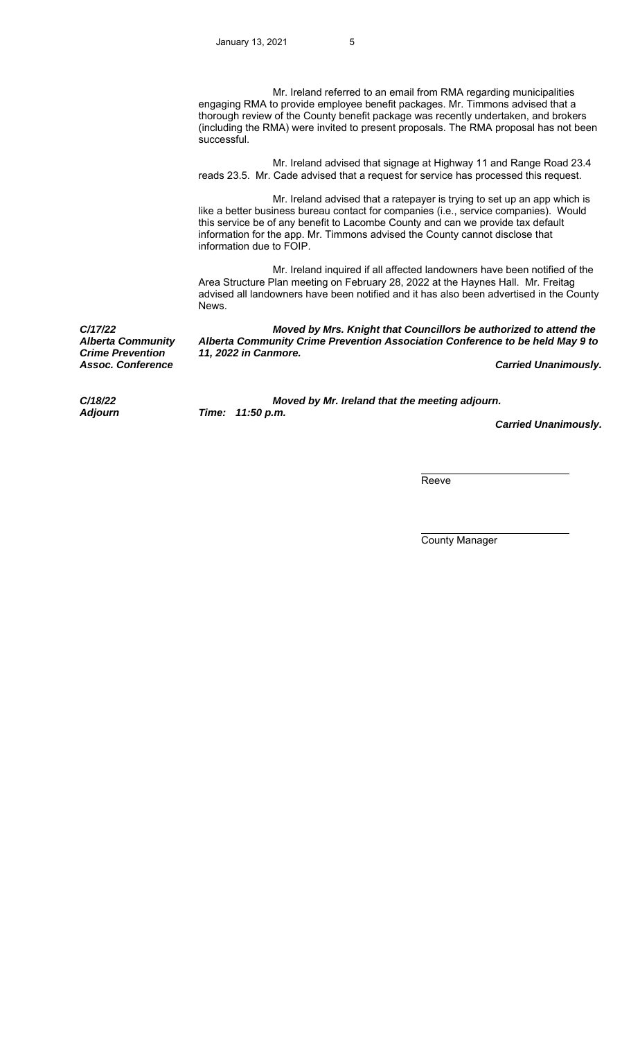Mr. Ireland referred to an email from RMA regarding municipalities engaging RMA to provide employee benefit packages. Mr. Timmons advised that a thorough review of the County benefit package was recently undertaken, and brokers (including the RMA) were invited to present proposals. The RMA proposal has not been successful.

Mr. Ireland advised that signage at Highway 11 and Range Road 23.4 reads 23.5. Mr. Cade advised that a request for service has processed this request.

Mr. Ireland advised that a ratepayer is trying to set up an app which is like a better business bureau contact for companies (i.e., service companies). Would this service be of any benefit to Lacombe County and can we provide tax default information for the app. Mr. Timmons advised the County cannot disclose that information due to FOIP.

Mr. Ireland inquired if all affected landowners have been notified of the Area Structure Plan meeting on February 28, 2022 at the Haynes Hall. Mr. Freitag advised all landowners have been notified and it has also been advertised in the County News.

***C/17/22***
***Alberta Community Crime Prevention Assoc. Conference***

***Moved by Mrs. Knight that Councillors be authorized to attend the Alberta Community Crime Prevention Association Conference to be held May 9 to 11, 2022 in Canmore.***

***Carried Unanimously.***

***C/18/22***
***Adjourn***

***Moved by Mr. Ireland that the meeting adjourn.***
***Time: 11:50 p.m.***

***Carried Unanimously.***

\_\_\_\_\_\_\_\_\_\_\_\_\_\_\_\_\_\_\_\_\_\_\_\_\_\_
Reeve

\_\_\_\_\_\_\_\_\_\_\_\_\_\_\_\_\_\_\_\_\_\_\_\_\_\_
County Manager